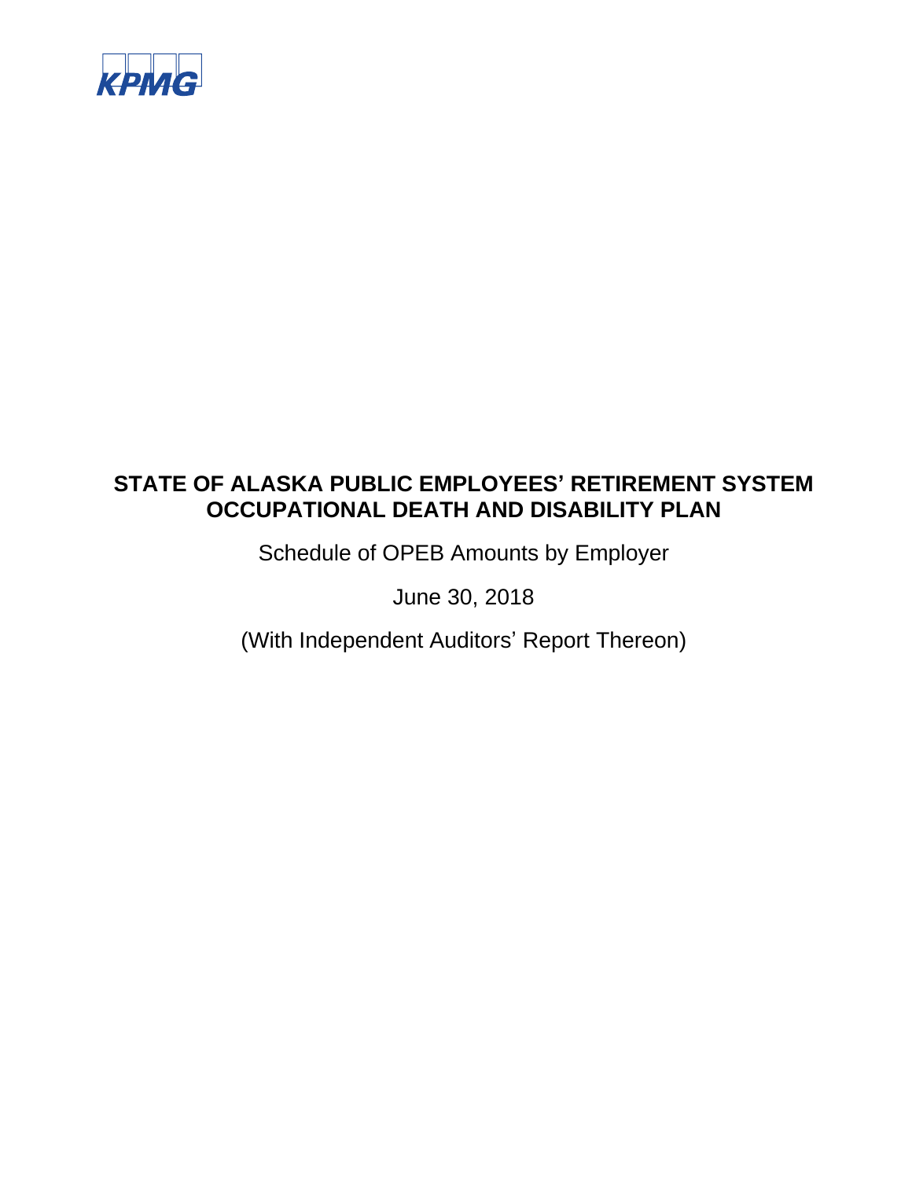KPMG

# STATE OF ALASKA PUBLIC EMPLOYEES' RETIREMENT SYSTEM OCCUPATIONAL DEATH AND DISABILITY PLAN

Schedule of OPEB Amounts by Employer

June 30, 2018

(With Independent Auditors' Report Thereon)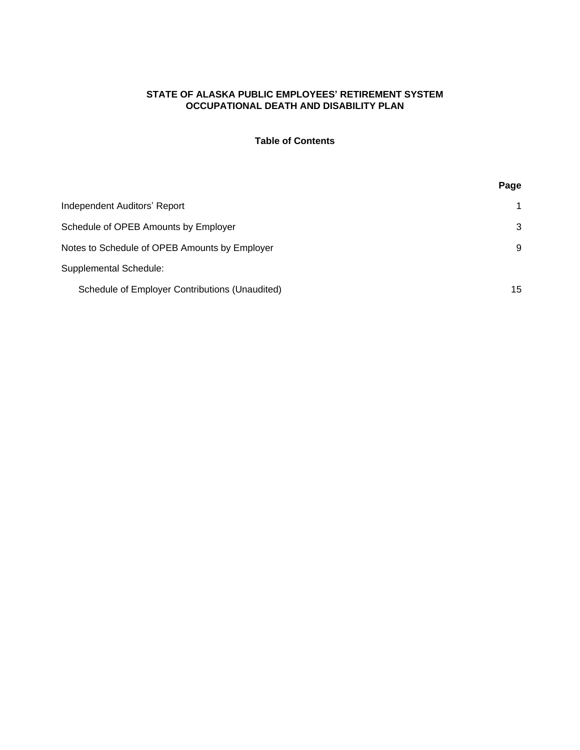# STATE OF ALASKA PUBLIC EMPLOYEES' RETIREMENT SYSTEM
# OCCUPATIONAL DEATH AND DISABILITY PLAN

## Table of Contents

| | Page |
|---|---|
| Independent Auditors' Report | 1 |
| Schedule of OPEB Amounts by Employer | 3 |
| Notes to Schedule of OPEB Amounts by Employer | 9 |
| Supplemental Schedule: | |
| Schedule of Employer Contributions (Unaudited) | 15 |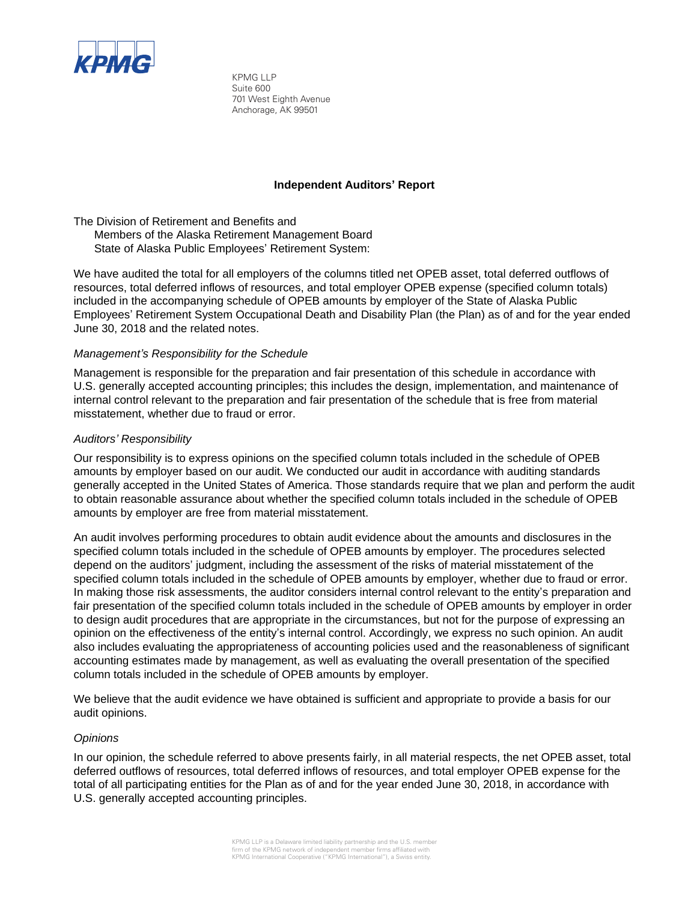KPMG

KPMG LLP
Suite 600
701 West Eighth Avenue
Anchorage, AK 99501

## Independent Auditors' Report

The Division of Retirement and Benefits and
Members of the Alaska Retirement Management Board
State of Alaska Public Employees' Retirement System:

We have audited the total for all employers of the columns titled net OPEB asset, total deferred outflows of resources, total deferred inflows of resources, and total employer OPEB expense (specified column totals) included in the accompanying schedule of OPEB amounts by employer of the State of Alaska Public Employees' Retirement System Occupational Death and Disability Plan (the Plan) as of and for the year ended June 30, 2018 and the related notes.

### *Management's Responsibility for the Schedule*

Management is responsible for the preparation and fair presentation of this schedule in accordance with U.S. generally accepted accounting principles; this includes the design, implementation, and maintenance of internal control relevant to the preparation and fair presentation of the schedule that is free from material misstatement, whether due to fraud or error.

### *Auditors' Responsibility*

Our responsibility is to express opinions on the specified column totals included in the schedule of OPEB amounts by employer based on our audit. We conducted our audit in accordance with auditing standards generally accepted in the United States of America. Those standards require that we plan and perform the audit to obtain reasonable assurance about whether the specified column totals included in the schedule of OPEB amounts by employer are free from material misstatement.

An audit involves performing procedures to obtain audit evidence about the amounts and disclosures in the specified column totals included in the schedule of OPEB amounts by employer. The procedures selected depend on the auditors' judgment, including the assessment of the risks of material misstatement of the specified column totals included in the schedule of OPEB amounts by employer, whether due to fraud or error. In making those risk assessments, the auditor considers internal control relevant to the entity's preparation and fair presentation of the specified column totals included in the schedule of OPEB amounts by employer in order to design audit procedures that are appropriate in the circumstances, but not for the purpose of expressing an opinion on the effectiveness of the entity's internal control. Accordingly, we express no such opinion. An audit also includes evaluating the appropriateness of accounting policies used and the reasonableness of significant accounting estimates made by management, as well as evaluating the overall presentation of the specified column totals included in the schedule of OPEB amounts by employer.

We believe that the audit evidence we have obtained is sufficient and appropriate to provide a basis for our audit opinions.

### *Opinions*

In our opinion, the schedule referred to above presents fairly, in all material respects, the net OPEB asset, total deferred outflows of resources, total deferred inflows of resources, and total employer OPEB expense for the total of all participating entities for the Plan as of and for the year ended June 30, 2018, in accordance with U.S. generally accepted accounting principles.

KPMG LLP is a Delaware limited liability partnership and the U.S. member firm of the KPMG network of independent member firms affiliated with KPMG International Cooperative ("KPMG International"), a Swiss entity.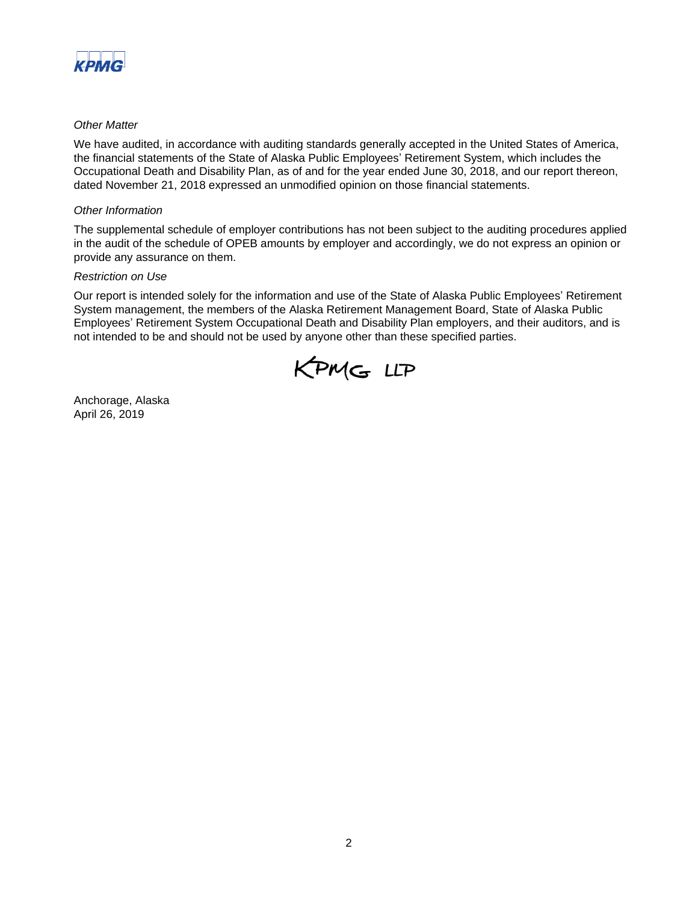*Other Matter*

We have audited, in accordance with auditing standards generally accepted in the United States of America, the financial statements of the State of Alaska Public Employees' Retirement System, which includes the Occupational Death and Disability Plan, as of and for the year ended June 30, 2018, and our report thereon, dated November 21, 2018 expressed an unmodified opinion on those financial statements.

*Other Information*

The supplemental schedule of employer contributions has not been subject to the auditing procedures applied in the audit of the schedule of OPEB amounts by employer and accordingly, we do not express an opinion or provide any assurance on them.

*Restriction on Use*

Our report is intended solely for the information and use of the State of Alaska Public Employees' Retirement System management, the members of the Alaska Retirement Management Board, State of Alaska Public Employees' Retirement System Occupational Death and Disability Plan employers, and their auditors, and is not intended to be and should not be used by anyone other than these specified parties.

KPMG LLP

Anchorage, Alaska
April 26, 2019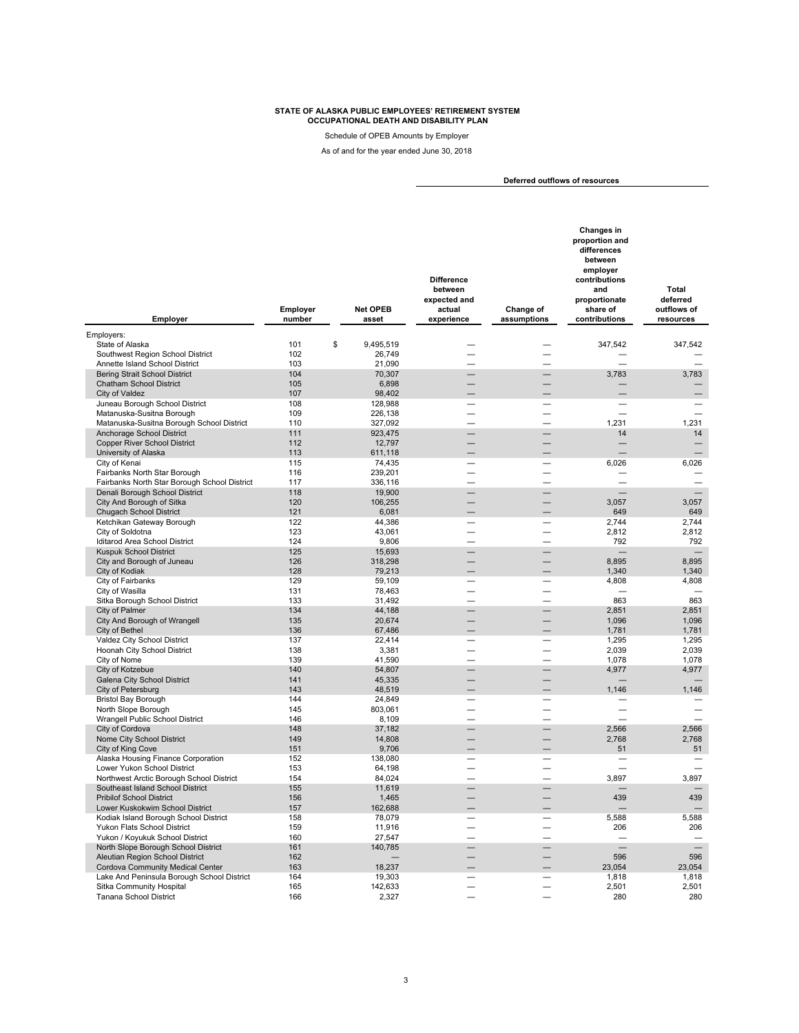**STATE OF ALASKA PUBLIC EMPLOYEES' RETIREMENT SYSTEM**
**OCCUPATIONAL DEATH AND DISABILITY PLAN**

Schedule of OPEB Amounts by Employer

As of and for the year ended June 30, 2018

| Employer | Employer number | Net OPEB asset | Deferred outflows of resources: Difference between expected and actual experience | Change of assumptions | Changes in proportion and differences between employer contributions and proportionate share of contributions | Total deferred outflows of resources |
|---|---|---|---|---|---|---|
| Employers: | | | | | | |
| State of Alaska | 101 | $ 9,495,519 | — | — | 347,542 | 347,542 |
| Southwest Region School District | 102 | 26,749 | — | — | — | — |
| Annette Island School District | 103 | 21,090 | — | — | — | — |
| Bering Strait School District | 104 | 70,307 | — | — | 3,783 | 3,783 |
| Chatham School District | 105 | 6,898 | — | — | — | — |
| City of Valdez | 107 | 98,402 | — | — | — | — |
| Juneau Borough School District | 108 | 128,988 | — | — | — | — |
| Matanuska-Susitna Borough | 109 | 226,138 | — | — | — | — |
| Matanuska-Susitna Borough School District | 110 | 327,092 | — | — | 1,231 | 1,231 |
| Anchorage School District | 111 | 923,475 | — | — | 14 | 14 |
| Copper River School District | 112 | 12,797 | — | — | — | — |
| University of Alaska | 113 | 611,118 | — | — | — | — |
| City of Kenai | 115 | 74,435 | — | — | 6,026 | 6,026 |
| Fairbanks North Star Borough | 116 | 239,201 | — | — | — | — |
| Fairbanks North Star Borough School District | 117 | 336,116 | — | — | — | — |
| Denali Borough School District | 118 | 19,900 | — | — | — | — |
| City And Borough of Sitka | 120 | 106,255 | — | — | 3,057 | 3,057 |
| Chugach School District | 121 | 6,081 | — | — | 649 | 649 |
| Ketchikan Gateway Borough | 122 | 44,386 | — | — | 2,744 | 2,744 |
| City of Soldotna | 123 | 43,061 | — | — | 2,812 | 2,812 |
| Iditarod Area School District | 124 | 9,806 | — | — | 792 | 792 |
| Kuspuk School District | 125 | 15,693 | — | — | — | — |
| City and Borough of Juneau | 126 | 318,298 | — | — | 8,895 | 8,895 |
| City of Kodiak | 128 | 79,213 | — | — | 1,340 | 1,340 |
| City of Fairbanks | 129 | 59,109 | — | — | 4,808 | 4,808 |
| City of Wasilla | 131 | 78,463 | — | — | — | — |
| Sitka Borough School District | 133 | 31,492 | — | — | 863 | 863 |
| City of Palmer | 134 | 44,188 | — | — | 2,851 | 2,851 |
| City And Borough of Wrangell | 135 | 20,674 | — | — | 1,096 | 1,096 |
| City of Bethel | 136 | 67,486 | — | — | 1,781 | 1,781 |
| Valdez City School District | 137 | 22,414 | — | — | 1,295 | 1,295 |
| Hoonah City School District | 138 | 3,381 | — | — | 2,039 | 2,039 |
| City of Nome | 139 | 41,590 | — | — | 1,078 | 1,078 |
| City of Kotzebue | 140 | 54,807 | — | — | 4,977 | 4,977 |
| Galena City School District | 141 | 45,335 | — | — | — | — |
| City of Petersburg | 143 | 48,519 | — | — | 1,146 | 1,146 |
| Bristol Bay Borough | 144 | 24,849 | — | — | — | — |
| North Slope Borough | 145 | 803,061 | — | — | — | — |
| Wrangell Public School District | 146 | 8,109 | — | — | — | — |
| City of Cordova | 148 | 37,182 | — | — | 2,566 | 2,566 |
| Nome City School District | 149 | 14,808 | — | — | 2,768 | 2,768 |
| City of King Cove | 151 | 9,706 | — | — | 51 | 51 |
| Alaska Housing Finance Corporation | 152 | 138,080 | — | — | — | — |
| Lower Yukon School District | 153 | 64,198 | — | — | — | — |
| Northwest Arctic Borough School District | 154 | 84,024 | — | — | 3,897 | 3,897 |
| Southeast Island School District | 155 | 11,619 | — | — | — | — |
| Pribilof School District | 156 | 1,465 | — | — | 439 | 439 |
| Lower Kuskokwim School District | 157 | 162,688 | — | — | — | — |
| Kodiak Island Borough School District | 158 | 78,079 | — | — | 5,588 | 5,588 |
| Yukon Flats School District | 159 | 11,916 | — | — | 206 | 206 |
| Yukon / Koyukuk School District | 160 | 27,547 | — | — | — | — |
| North Slope Borough School District | 161 | 140,785 | — | — | — | — |
| Aleutian Region School District | 162 | — | — | — | 596 | 596 |
| Cordova Community Medical Center | 163 | 18,237 | — | — | 23,054 | 23,054 |
| Lake And Peninsula Borough School District | 164 | 19,303 | — | — | 1,818 | 1,818 |
| Sitka Community Hospital | 165 | 142,633 | — | — | 2,501 | 2,501 |
| Tanana School District | 166 | 2,327 | — | — | 280 | 280 |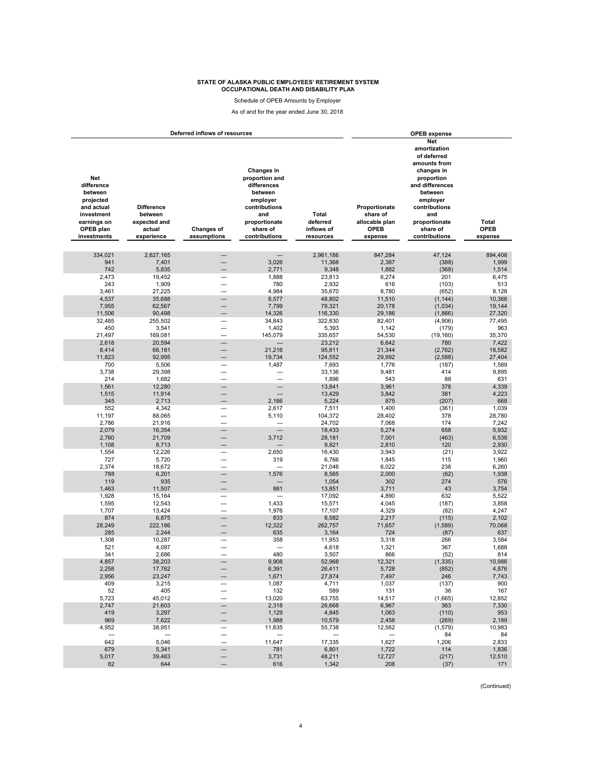**STATE OF ALASKA PUBLIC EMPLOYEES' RETIREMENT SYSTEM**
**OCCUPATIONAL DEATH AND DISABILITY PLAN**

Schedule of OPEB Amounts by Employer

As of and for the year ended June 30, 2018

| Deferred inflows of resources | | | | | OPEB expense | | |
|---|---|---|---|---|---|---|---|
| Net difference between projected and actual investment earnings on OPEB plan investments | Difference between expected and actual experience | Changes of assumptions | Changes in proportion and differences between employer contributions and proportionate share of contributions | Total deferred inflows of resources | Proportionate share of allocable plan OPEB expense | Net amortization of deferred amounts from changes in proportion and differences between employer contributions and proportionate share of contributions | Total OPEB expense |
| 334,021 | 2,627,165 | — | — | 2,961,186 | 847,284 | 47,124 | 894,408 |
| 941 | 7,401 | — | 3,026 | 11,368 | 2,387 | (388) | 1,999 |
| 742 | 5,835 | — | 2,771 | 9,348 | 1,882 | (368) | 1,514 |
| 2,473 | 19,452 | — | 1,888 | 23,813 | 6,274 | 201 | 6,475 |
| 243 | 1,909 | — | 780 | 2,932 | 616 | (103) | 513 |
| 3,461 | 27,225 | — | 4,984 | 35,670 | 8,780 | (652) | 8,128 |
| 4,537 | 35,688 | — | 8,577 | 48,802 | 11,510 | (1,144) | 10,366 |
| 7,955 | 62,567 | — | 7,799 | 78,321 | 20,178 | (1,034) | 19,144 |
| 11,506 | 90,498 | — | 14,326 | 116,330 | 29,186 | (1,866) | 27,320 |
| 32,485 | 255,502 | — | 34,843 | 322,830 | 82,401 | (4,906) | 77,495 |
| 450 | 3,541 | — | 1,402 | 5,393 | 1,142 | (179) | 963 |
| 21,497 | 169,081 | — | 145,079 | 335,657 | 54,530 | (19,160) | 35,370 |
| 2,618 | 20,594 | — | — | 23,212 | 6,642 | 780 | 7,422 |
| 8,414 | 66,181 | — | 21,216 | 95,811 | 21,344 | (2,762) | 18,582 |
| 11,823 | 92,995 | — | 19,734 | 124,552 | 29,992 | (2,588) | 27,404 |
| 700 | 5,506 | — | 1,487 | 7,693 | 1,776 | (187) | 1,589 |
| 3,738 | 29,398 | — | — | 33,136 | 9,481 | 414 | 9,895 |
| 214 | 1,682 | — | — | 1,896 | 543 | 88 | 631 |
| 1,561 | 12,280 | — | — | 13,841 | 3,961 | 378 | 4,339 |
| 1,515 | 11,914 | — | — | 13,429 | 3,842 | 381 | 4,223 |
| 345 | 2,713 | — | 2,166 | 5,224 | 875 | (207) | 668 |
| 552 | 4,342 | — | 2,617 | 7,511 | 1,400 | (361) | 1,039 |
| 11,197 | 88,065 | — | 5,110 | 104,372 | 28,402 | 378 | 28,780 |
| 2,786 | 21,916 | — | — | 24,702 | 7,068 | 174 | 7,242 |
| 2,079 | 16,354 | — | — | 18,433 | 5,274 | 658 | 5,932 |
| 2,760 | 21,709 | — | 3,712 | 28,181 | 7,001 | (463) | 6,538 |
| 1,108 | 8,713 | — | — | 9,821 | 2,810 | 120 | 2,930 |
| 1,554 | 12,226 | — | 2,650 | 16,430 | 3,943 | (21) | 3,922 |
| 727 | 5,720 | — | 319 | 6,766 | 1,845 | 115 | 1,960 |
| 2,374 | 18,672 | — | — | 21,046 | 6,022 | 238 | 6,260 |
| 788 | 6,201 | — | 1,576 | 8,565 | 2,000 | (62) | 1,938 |
| 119 | 935 | — | — | 1,054 | 302 | 274 | 576 |
| 1,463 | 11,507 | — | 881 | 13,851 | 3,711 | 43 | 3,754 |
| 1,928 | 15,164 | — | — | 17,092 | 4,890 | 632 | 5,522 |
| 1,595 | 12,543 | — | 1,433 | 15,571 | 4,045 | (187) | 3,858 |
| 1,707 | 13,424 | — | 1,976 | 17,107 | 4,329 | (82) | 4,247 |
| 874 | 6,875 | — | 833 | 8,582 | 2,217 | (115) | 2,102 |
| 28,249 | 222,186 | — | 12,322 | 262,757 | 71,657 | (1,589) | 70,068 |
| 285 | 2,244 | — | 635 | 3,164 | 724 | (87) | 637 |
| 1,308 | 10,287 | — | 358 | 11,953 | 3,318 | 266 | 3,584 |
| 521 | 4,097 | — | — | 4,618 | 1,321 | 367 | 1,688 |
| 341 | 2,686 | — | 480 | 3,507 | 866 | (52) | 814 |
| 4,857 | 38,203 | — | 9,908 | 52,968 | 12,321 | (1,335) | 10,986 |
| 2,258 | 17,762 | — | 6,391 | 26,411 | 5,728 | (852) | 4,876 |
| 2,956 | 23,247 | — | 1,671 | 27,874 | 7,497 | 246 | 7,743 |
| 409 | 3,215 | — | 1,087 | 4,711 | 1,037 | (137) | 900 |
| 52 | 405 | — | 132 | 589 | 131 | 36 | 167 |
| 5,723 | 45,012 | — | 13,020 | 63,755 | 14,517 | (1,665) | 12,852 |
| 2,747 | 21,603 | — | 2,318 | 26,668 | 6,967 | 363 | 7,330 |
| 419 | 3,297 | — | 1,129 | 4,845 | 1,063 | (110) | 953 |
| 969 | 7,622 | — | 1,988 | 10,579 | 2,458 | (269) | 2,189 |
| 4,952 | 38,951 | — | 11,835 | 55,738 | 12,562 | (1,579) | 10,983 |
| — | — | — | — | — | — | 84 | 84 |
| 642 | 5,046 | — | 11,647 | 17,335 | 1,627 | 1,206 | 2,833 |
| 679 | 5,341 | — | 781 | 6,801 | 1,722 | 114 | 1,836 |
| 5,017 | 39,463 | — | 3,731 | 48,211 | 12,727 | (217) | 12,510 |
| 82 | 644 | — | 616 | 1,342 | 208 | (37) | 171 |

(Continued)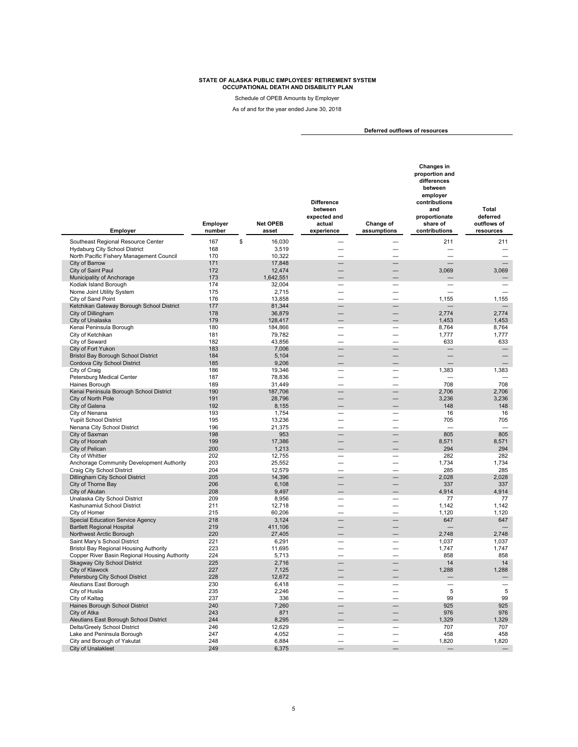**STATE OF ALASKA PUBLIC EMPLOYEES' RETIREMENT SYSTEM**
**OCCUPATIONAL DEATH AND DISABILITY PLAN**

Schedule of OPEB Amounts by Employer

As of and for the year ended June 30, 2018

| Employer | Employer number | Net OPEB asset | Deferred outflows of resources: Difference between expected and actual experience | Change of assumptions | Changes in proportion and differences between employer contributions and proportionate share of contributions | Total deferred outflows of resources |
|---|---|---|---|---|---|---|
| Southeast Regional Resource Center | 167 | $ 16,030 | — | — | 211 | 211 |
| Hydaburg City School District | 168 | 3,519 | — | — | — | — |
| North Pacific Fishery Management Council | 170 | 10,322 | — | — | — | — |
| City of Barrow | 171 | 17,848 | — | — | — | — |
| City of Saint Paul | 172 | 12,474 | — | — | 3,069 | 3,069 |
| Municipality of Anchorage | 173 | 1,642,551 | — | — | — | — |
| Kodiak Island Borough | 174 | 32,004 | — | — | — | — |
| Nome Joint Utility System | 175 | 2,715 | — | — | — | — |
| City of Sand Point | 176 | 13,858 | — | — | 1,155 | 1,155 |
| Ketchikan Gateway Borough School District | 177 | 81,344 | — | — | — | — |
| City of Dillingham | 178 | 36,879 | — | — | 2,774 | 2,774 |
| City of Unalaska | 179 | 128,417 | — | — | 1,453 | 1,453 |
| Kenai Peninsula Borough | 180 | 184,866 | — | — | 8,764 | 8,764 |
| City of Ketchikan | 181 | 79,782 | — | — | 1,777 | 1,777 |
| City of Seward | 182 | 43,856 | — | — | 633 | 633 |
| City of Fort Yukon | 183 | 7,006 | — | — | — | — |
| Bristol Bay Borough School District | 184 | 5,104 | — | — | — | — |
| Cordova City School District | 185 | 9,206 | — | — | — | — |
| City of Craig | 186 | 19,346 | — | — | 1,383 | 1,383 |
| Petersburg Medical Center | 187 | 78,836 | — | — | — | — |
| Haines Borough | 189 | 31,449 | — | — | 708 | 708 |
| Kenai Peninsula Borough School District | 190 | 187,706 | — | — | 2,706 | 2,706 |
| City of North Pole | 191 | 28,796 | — | — | 3,236 | 3,236 |
| City of Galena | 192 | 8,155 | — | — | 148 | 148 |
| City of Nenana | 193 | 1,754 | — | — | 16 | 16 |
| Yupiit School District | 195 | 13,236 | — | — | 705 | 705 |
| Nenana City School District | 196 | 21,375 | — | — | — | — |
| City of Saxman | 198 | 953 | — | — | 805 | 805 |
| City of Hoonah | 199 | 17,386 | — | — | 8,571 | 8,571 |
| City of Pelican | 200 | 1,213 | — | — | 294 | 294 |
| City of Whittier | 202 | 12,755 | — | — | 282 | 282 |
| Anchorage Community Development Authority | 203 | 25,552 | — | — | 1,734 | 1,734 |
| Craig City School District | 204 | 12,579 | — | — | 285 | 285 |
| Dillingham City School District | 205 | 14,396 | — | — | 2,028 | 2,028 |
| City of Thorne Bay | 206 | 6,108 | — | — | 337 | 337 |
| City of Akutan | 208 | 9,497 | — | — | 4,914 | 4,914 |
| Unalaska City School District | 209 | 8,956 | — | — | 77 | 77 |
| Kashunamiut School District | 211 | 12,718 | — | — | 1,142 | 1,142 |
| City of Homer | 215 | 60,206 | — | — | 1,120 | 1,120 |
| Special Education Service Agency | 218 | 3,124 | — | — | 647 | 647 |
| Bartlett Regional Hospital | 219 | 411,106 | — | — | — | — |
| Northwest Arctic Borough | 220 | 27,405 | — | — | 2,748 | 2,748 |
| Saint Mary's School District | 221 | 6,291 | — | — | 1,037 | 1,037 |
| Bristol Bay Regional Housing Authority | 223 | 11,695 | — | — | 1,747 | 1,747 |
| Copper River Basin Regional Housing Authority | 224 | 5,713 | — | — | 858 | 858 |
| Skagway City School District | 225 | 2,716 | — | — | 14 | 14 |
| City of Klawock | 227 | 7,125 | — | — | 1,288 | 1,288 |
| Petersburg City School District | 228 | 12,672 | — | — | — | — |
| Aleutians East Borough | 230 | 6,418 | — | — | — | — |
| City of Huslia | 235 | 2,246 | — | — | 5 | 5 |
| City of Kaltag | 237 | 336 | — | — | 99 | 99 |
| Haines Borough School District | 240 | 7,260 | — | — | 925 | 925 |
| City of Atka | 243 | 871 | — | — | 976 | 976 |
| Aleutians East Borough School District | 244 | 8,295 | — | — | 1,329 | 1,329 |
| Delta/Greely School District | 246 | 12,629 | — | — | 707 | 707 |
| Lake and Peninsula Borough | 247 | 4,052 | — | — | 458 | 458 |
| City and Borough of Yakutat | 248 | 6,884 | — | — | 1,820 | 1,820 |
| City of Unalakleet | 249 | 6,375 | — | — | — | — |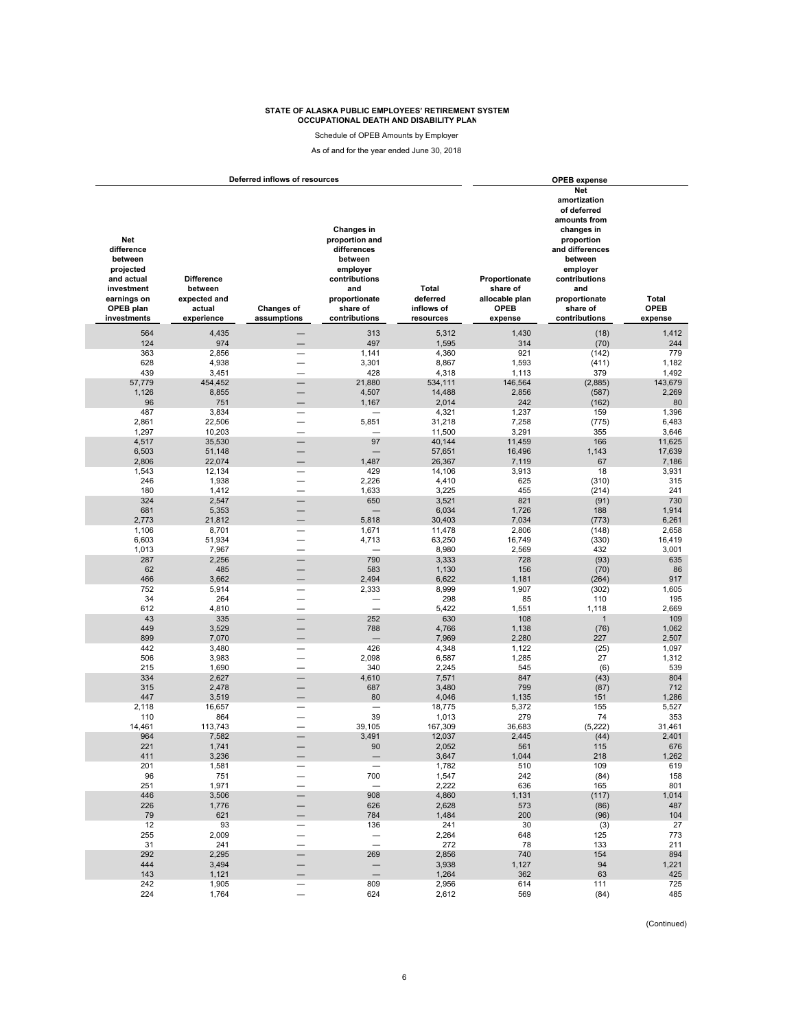**STATE OF ALASKA PUBLIC EMPLOYEES' RETIREMENT SYSTEM**
**OCCUPATIONAL DEATH AND DISABILITY PLAN**

Schedule of OPEB Amounts by Employer

As of and for the year ended June 30, 2018

| Deferred inflows of resources | | | | | OPEB expense | | |
|---|---|---|---|---|---|---|---|
| Net difference between projected and actual investment earnings on OPEB plan investments | Difference between expected and actual experience | Changes of assumptions | Changes in proportion and differences between employer contributions and proportionate share of contributions | Total deferred inflows of resources | Proportionate share of allocable plan OPEB expense | Net amortization of deferred amounts from changes in proportion and differences between employer contributions and proportionate share of contributions | Total OPEB expense |
| 564 | 4,435 | — | 313 | 5,312 | 1,430 | (18) | 1,412 |
| 124 | 974 | — | 497 | 1,595 | 314 | (70) | 244 |
| 363 | 2,856 | — | 1,141 | 4,360 | 921 | (142) | 779 |
| 628 | 4,938 | — | 3,301 | 8,867 | 1,593 | (411) | 1,182 |
| 439 | 3,451 | — | 428 | 4,318 | 1,113 | 379 | 1,492 |
| 57,779 | 454,452 | — | 21,880 | 534,111 | 146,564 | (2,885) | 143,679 |
| 1,126 | 8,855 | — | 4,507 | 14,488 | 2,856 | (587) | 2,269 |
| 96 | 751 | — | 1,167 | 2,014 | 242 | (162) | 80 |
| 487 | 3,834 | — | — | 4,321 | 1,237 | 159 | 1,396 |
| 2,861 | 22,506 | — | 5,851 | 31,218 | 7,258 | (775) | 6,483 |
| 1,297 | 10,203 | — | — | 11,500 | 3,291 | 355 | 3,646 |
| 4,517 | 35,530 | — | 97 | 40,144 | 11,459 | 166 | 11,625 |
| 6,503 | 51,148 | — | — | 57,651 | 16,496 | 1,143 | 17,639 |
| 2,806 | 22,074 | — | 1,487 | 26,367 | 7,119 | 67 | 7,186 |
| 1,543 | 12,134 | — | 429 | 14,106 | 3,913 | 18 | 3,931 |
| 246 | 1,938 | — | 2,226 | 4,410 | 625 | (310) | 315 |
| 180 | 1,412 | — | 1,633 | 3,225 | 455 | (214) | 241 |
| 324 | 2,547 | — | 650 | 3,521 | 821 | (91) | 730 |
| 681 | 5,353 | — | — | 6,034 | 1,726 | 188 | 1,914 |
| 2,773 | 21,812 | — | 5,818 | 30,403 | 7,034 | (773) | 6,261 |
| 1,106 | 8,701 | — | 1,671 | 11,478 | 2,806 | (148) | 2,658 |
| 6,603 | 51,934 | — | 4,713 | 63,250 | 16,749 | (330) | 16,419 |
| 1,013 | 7,967 | — | — | 8,980 | 2,569 | 432 | 3,001 |
| 287 | 2,256 | — | 790 | 3,333 | 728 | (93) | 635 |
| 62 | 485 | — | 583 | 1,130 | 156 | (70) | 86 |
| 466 | 3,662 | — | 2,494 | 6,622 | 1,181 | (264) | 917 |
| 752 | 5,914 | — | 2,333 | 8,999 | 1,907 | (302) | 1,605 |
| 34 | 264 | — | — | 298 | 85 | 110 | 195 |
| 612 | 4,810 | — | — | 5,422 | 1,551 | 1,118 | 2,669 |
| 43 | 335 | — | 252 | 630 | 108 | 1 | 109 |
| 449 | 3,529 | — | 788 | 4,766 | 1,138 | (76) | 1,062 |
| 899 | 7,070 | — | — | 7,969 | 2,280 | 227 | 2,507 |
| 442 | 3,480 | — | 426 | 4,348 | 1,122 | (25) | 1,097 |
| 506 | 3,983 | — | 2,098 | 6,587 | 1,285 | 27 | 1,312 |
| 215 | 1,690 | — | 340 | 2,245 | 545 | (6) | 539 |
| 334 | 2,627 | — | 4,610 | 7,571 | 847 | (43) | 804 |
| 315 | 2,478 | — | 687 | 3,480 | 799 | (87) | 712 |
| 447 | 3,519 | — | 80 | 4,046 | 1,135 | 151 | 1,286 |
| 2,118 | 16,657 | — | — | 18,775 | 5,372 | 155 | 5,527 |
| 110 | 864 | — | 39 | 1,013 | 279 | 74 | 353 |
| 14,461 | 113,743 | — | 39,105 | 167,309 | 36,683 | (5,222) | 31,461 |
| 964 | 7,582 | — | 3,491 | 12,037 | 2,445 | (44) | 2,401 |
| 221 | 1,741 | — | 90 | 2,052 | 561 | 115 | 676 |
| 411 | 3,236 | — | — | 3,647 | 1,044 | 218 | 1,262 |
| 201 | 1,581 | — | — | 1,782 | 510 | 109 | 619 |
| 96 | 751 | — | 700 | 1,547 | 242 | (84) | 158 |
| 251 | 1,971 | — | — | 2,222 | 636 | 165 | 801 |
| 446 | 3,506 | — | 908 | 4,860 | 1,131 | (117) | 1,014 |
| 226 | 1,776 | — | 626 | 2,628 | 573 | (86) | 487 |
| 79 | 621 | — | 784 | 1,484 | 200 | (96) | 104 |
| 12 | 93 | — | 136 | 241 | 30 | (3) | 27 |
| 255 | 2,009 | — | — | 2,264 | 648 | 125 | 773 |
| 31 | 241 | — | — | 272 | 78 | 133 | 211 |
| 292 | 2,295 | — | 269 | 2,856 | 740 | 154 | 894 |
| 444 | 3,494 | — | — | 3,938 | 1,127 | 94 | 1,221 |
| 143 | 1,121 | — | — | 1,264 | 362 | 63 | 425 |
| 242 | 1,905 | — | 809 | 2,956 | 614 | 111 | 725 |
| 224 | 1,764 | — | 624 | 2,612 | 569 | (84) | 485 |

(Continued)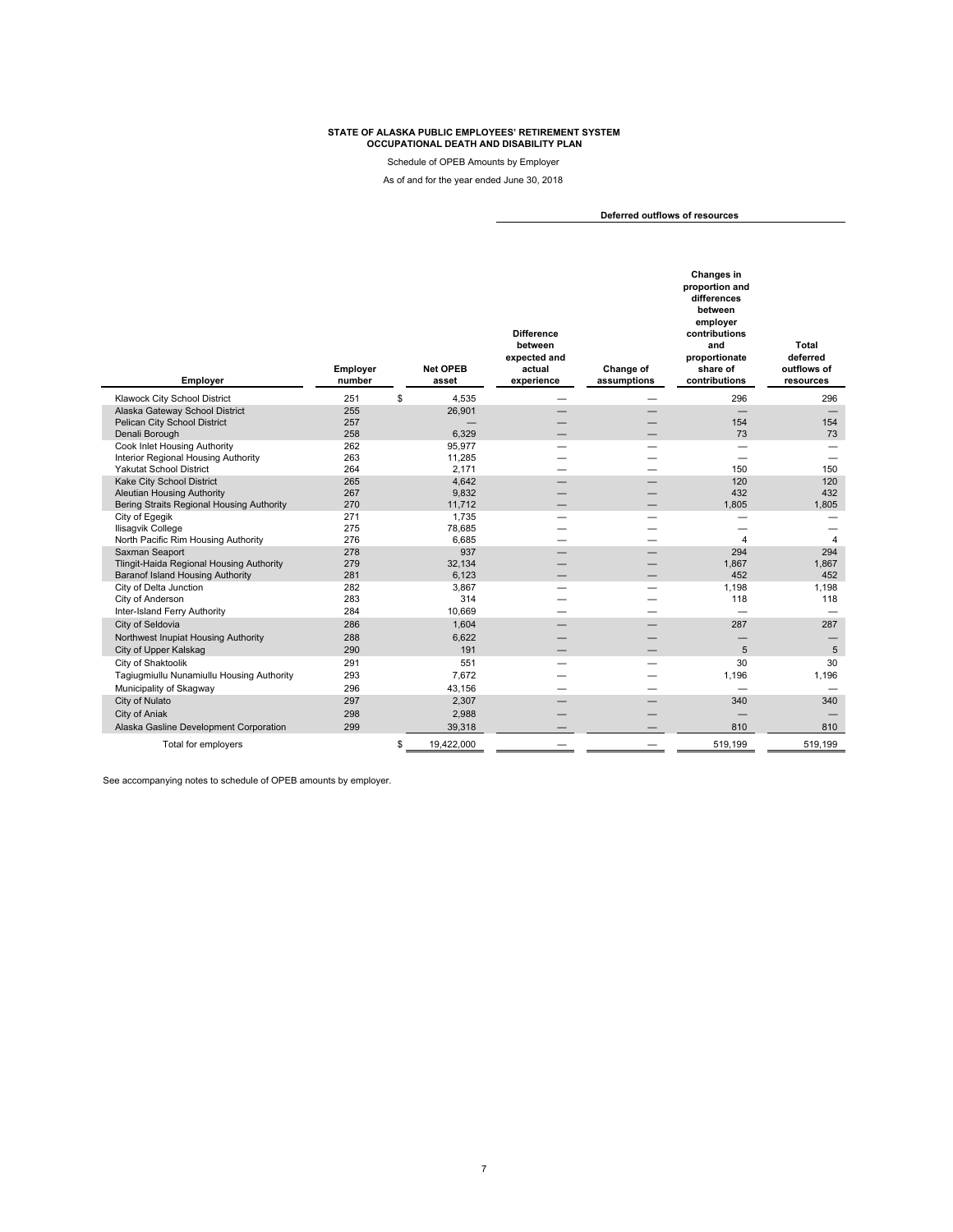**STATE OF ALASKA PUBLIC EMPLOYEES' RETIREMENT SYSTEM**
**OCCUPATIONAL DEATH AND DISABILITY PLAN**

Schedule of OPEB Amounts by Employer

As of and for the year ended June 30, 2018

| | | | Deferred outflows of resources | | | |
|---|---|---|---|---|---|---|
| **Employer** | **Employer number** | **Net OPEB asset** | **Difference between expected and actual experience** | **Change of assumptions** | **Changes in proportion and differences between employer contributions and proportionate share of contributions** | **Total deferred outflows of resources** |
| Klawock City School District | 251 | $ 4,535 | — | — | 296 | 296 |
| Alaska Gateway School District | 255 | 26,901 | — | — | — | — |
| Pelican City School District | 257 | — | — | — | 154 | 154 |
| Denali Borough | 258 | 6,329 | — | — | 73 | 73 |
| Cook Inlet Housing Authority | 262 | 95,977 | — | — | — | — |
| Interior Regional Housing Authority | 263 | 11,285 | — | — | — | — |
| Yakutat School District | 264 | 2,171 | — | — | 150 | 150 |
| Kake City School District | 265 | 4,642 | — | — | 120 | 120 |
| Aleutian Housing Authority | 267 | 9,832 | — | — | 432 | 432 |
| Bering Straits Regional Housing Authority | 270 | 11,712 | — | — | 1,805 | 1,805 |
| City of Egegik | 271 | 1,735 | — | — | — | — |
| Ilisagvik College | 275 | 78,685 | — | — | — | — |
| North Pacific Rim Housing Authority | 276 | 6,685 | — | — | 4 | 4 |
| Saxman Seaport | 278 | 937 | — | — | 294 | 294 |
| Tlingit-Haida Regional Housing Authority | 279 | 32,134 | — | — | 1,867 | 1,867 |
| Baranof Island Housing Authority | 281 | 6,123 | — | — | 452 | 452 |
| City of Delta Junction | 282 | 3,867 | — | — | 1,198 | 1,198 |
| City of Anderson | 283 | 314 | — | — | 118 | 118 |
| Inter-Island Ferry Authority | 284 | 10,669 | — | — | — | — |
| City of Seldovia | 286 | 1,604 | — | — | 287 | 287 |
| Northwest Inupiat Housing Authority | 288 | 6,622 | — | — | — | — |
| City of Upper Kalskag | 290 | 191 | — | — | 5 | 5 |
| City of Shaktoolik | 291 | 551 | — | — | 30 | 30 |
| Tagiugmiullu Nunamiullu Housing Authority | 293 | 7,672 | — | — | 1,196 | 1,196 |
| Municipality of Skagway | 296 | 43,156 | — | — | — | — |
| City of Nulato | 297 | 2,307 | — | — | 340 | 340 |
| City of Aniak | 298 | 2,988 | — | — | — | — |
| Alaska Gasline Development Corporation | 299 | 39,318 | — | — | 810 | 810 |
| Total for employers | | $ 19,422,000 | — | — | 519,199 | 519,199 |

See accompanying notes to schedule of OPEB amounts by employer.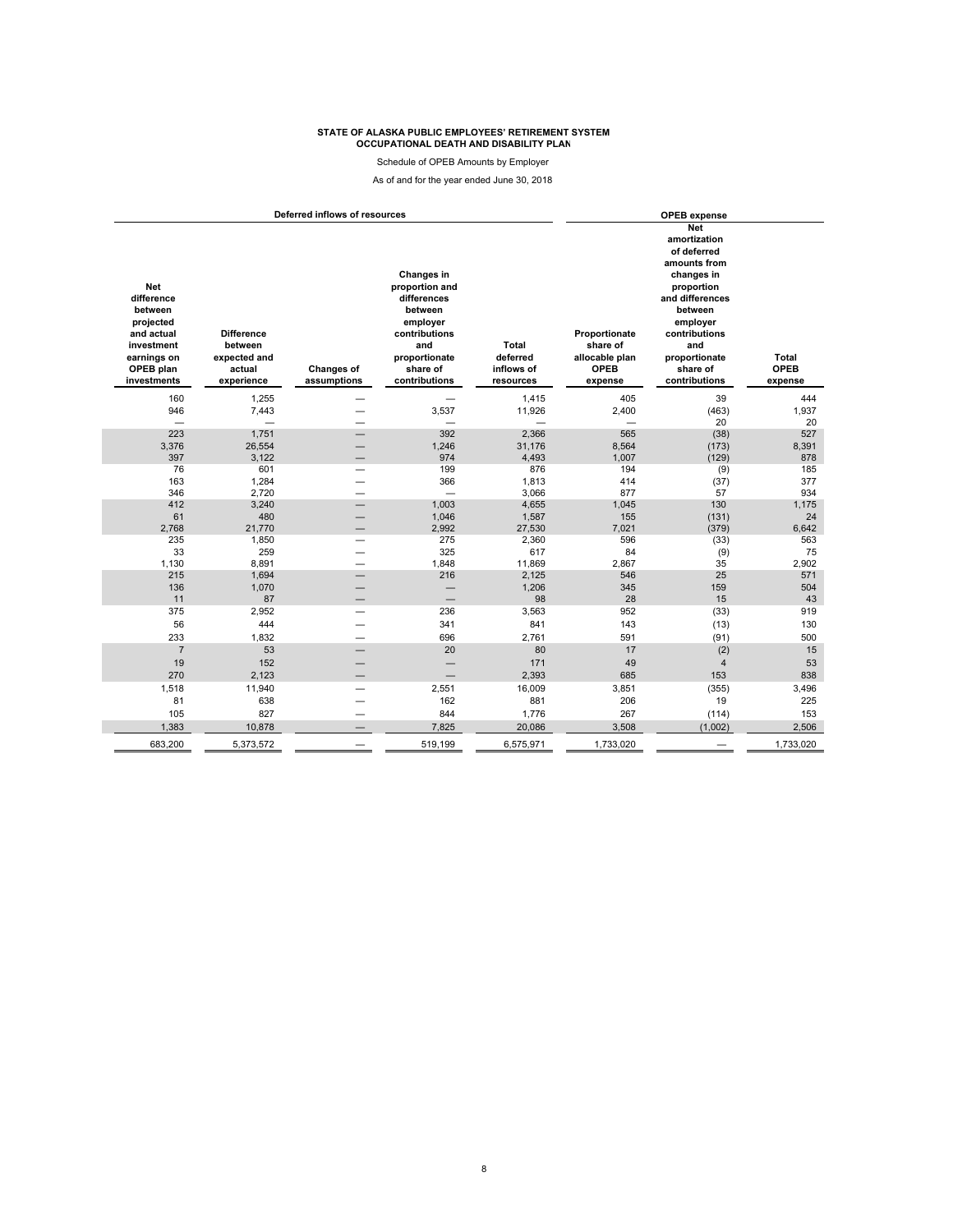**STATE OF ALASKA PUBLIC EMPLOYEES' RETIREMENT SYSTEM**
**OCCUPATIONAL DEATH AND DISABILITY PLAN**

Schedule of OPEB Amounts by Employer

As of and for the year ended June 30, 2018

| Deferred inflows of resources | | | | | OPEB expense | | |
|---|---|---|---|---|---|---|---|
| Net difference between projected and actual investment earnings on OPEB plan investments | Difference between expected and actual experience | Changes of assumptions | Changes in proportion and differences between employer contributions and proportionate share of contributions | Total deferred inflows of resources | Proportionate share of allocable plan OPEB expense | Net amortization of deferred amounts from changes in proportion and differences between employer contributions and proportionate share of contributions | Total OPEB expense |
| 160 | 1,255 | — | — | 1,415 | 405 | 39 | 444 |
| 946 | 7,443 | — | 3,537 | 11,926 | 2,400 | (463) | 1,937 |
| — | — | — | — | — | — | 20 | 20 |
| 223 | 1,751 | — | 392 | 2,366 | 565 | (38) | 527 |
| 3,376 | 26,554 | — | 1,246 | 31,176 | 8,564 | (173) | 8,391 |
| 397 | 3,122 | — | 974 | 4,493 | 1,007 | (129) | 878 |
| 76 | 601 | — | 199 | 876 | 194 | (9) | 185 |
| 163 | 1,284 | — | 366 | 1,813 | 414 | (37) | 377 |
| 346 | 2,720 | — | — | 3,066 | 877 | 57 | 934 |
| 412 | 3,240 | — | 1,003 | 4,655 | 1,045 | 130 | 1,175 |
| 61 | 480 | — | 1,046 | 1,587 | 155 | (131) | 24 |
| 2,768 | 21,770 | — | 2,992 | 27,530 | 7,021 | (379) | 6,642 |
| 235 | 1,850 | — | 275 | 2,360 | 596 | (33) | 563 |
| 33 | 259 | — | 325 | 617 | 84 | (9) | 75 |
| 1,130 | 8,891 | — | 1,848 | 11,869 | 2,867 | 35 | 2,902 |
| 215 | 1,694 | — | 216 | 2,125 | 546 | 25 | 571 |
| 136 | 1,070 | — | — | 1,206 | 345 | 159 | 504 |
| 11 | 87 | — | — | 98 | 28 | 15 | 43 |
| 375 | 2,952 | — | 236 | 3,563 | 952 | (33) | 919 |
| 56 | 444 | — | 341 | 841 | 143 | (13) | 130 |
| 233 | 1,832 | — | 696 | 2,761 | 591 | (91) | 500 |
| 7 | 53 | — | 20 | 80 | 17 | (2) | 15 |
| 19 | 152 | — | — | 171 | 49 | 4 | 53 |
| 270 | 2,123 | — | — | 2,393 | 685 | 153 | 838 |
| 1,518 | 11,940 | — | 2,551 | 16,009 | 3,851 | (355) | 3,496 |
| 81 | 638 | — | 162 | 881 | 206 | 19 | 225 |
| 105 | 827 | — | 844 | 1,776 | 267 | (114) | 153 |
| 1,383 | 10,878 | — | 7,825 | 20,086 | 3,508 | (1,002) | 2,506 |
| 683,200 | 5,373,572 | — | 519,199 | 6,575,971 | 1,733,020 | — | 1,733,020 |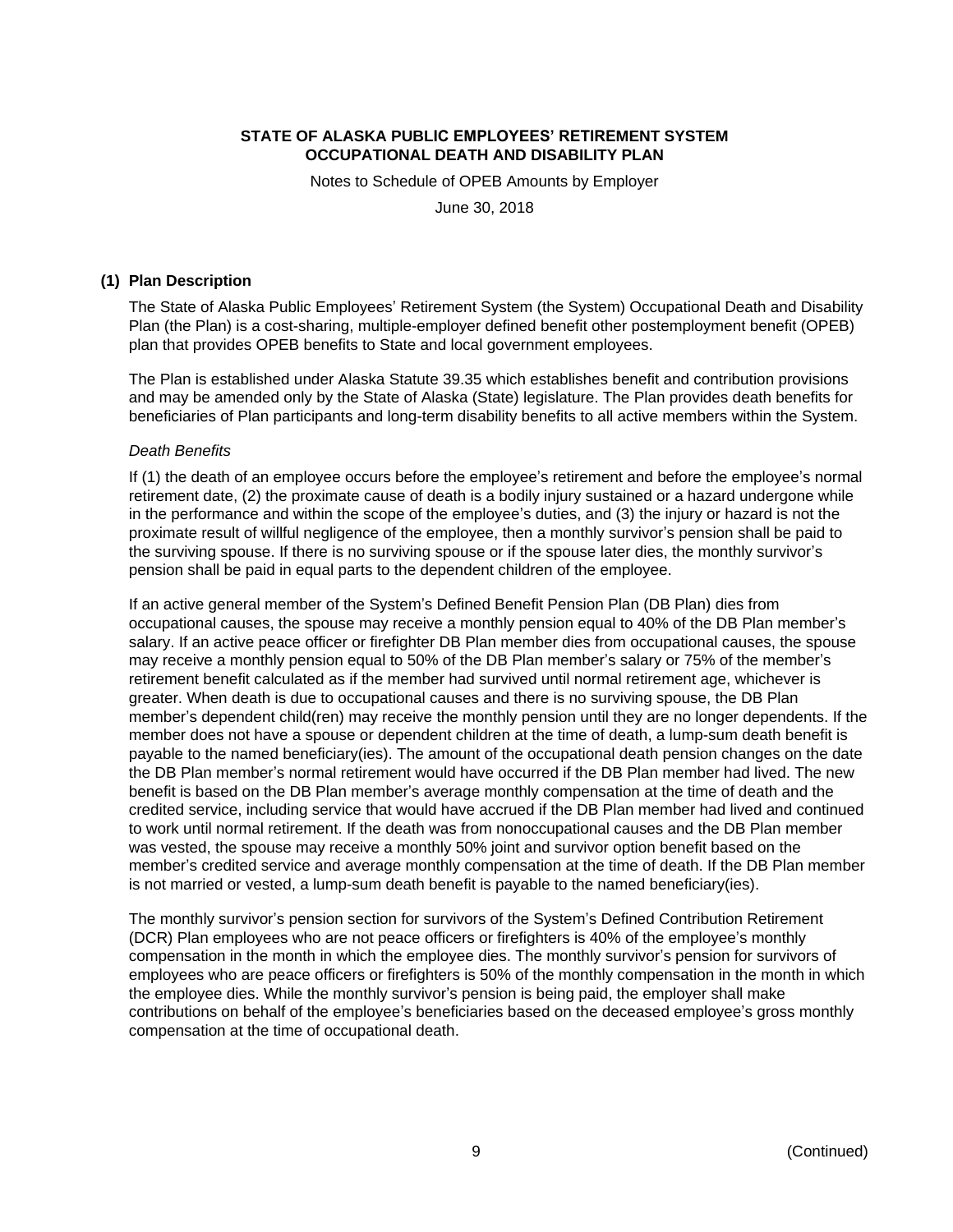**STATE OF ALASKA PUBLIC EMPLOYEES' RETIREMENT SYSTEM**
**OCCUPATIONAL DEATH AND DISABILITY PLAN**

Notes to Schedule of OPEB Amounts by Employer

June 30, 2018

## (1) Plan Description

The State of Alaska Public Employees' Retirement System (the System) Occupational Death and Disability Plan (the Plan) is a cost-sharing, multiple-employer defined benefit other postemployment benefit (OPEB) plan that provides OPEB benefits to State and local government employees.

The Plan is established under Alaska Statute 39.35 which establishes benefit and contribution provisions and may be amended only by the State of Alaska (State) legislature. The Plan provides death benefits for beneficiaries of Plan participants and long-term disability benefits to all active members within the System.

*Death Benefits*

If (1) the death of an employee occurs before the employee's retirement and before the employee's normal retirement date, (2) the proximate cause of death is a bodily injury sustained or a hazard undergone while in the performance and within the scope of the employee's duties, and (3) the injury or hazard is not the proximate result of willful negligence of the employee, then a monthly survivor's pension shall be paid to the surviving spouse. If there is no surviving spouse or if the spouse later dies, the monthly survivor's pension shall be paid in equal parts to the dependent children of the employee.

If an active general member of the System's Defined Benefit Pension Plan (DB Plan) dies from occupational causes, the spouse may receive a monthly pension equal to 40% of the DB Plan member's salary. If an active peace officer or firefighter DB Plan member dies from occupational causes, the spouse may receive a monthly pension equal to 50% of the DB Plan member's salary or 75% of the member's retirement benefit calculated as if the member had survived until normal retirement age, whichever is greater. When death is due to occupational causes and there is no surviving spouse, the DB Plan member's dependent child(ren) may receive the monthly pension until they are no longer dependents. If the member does not have a spouse or dependent children at the time of death, a lump-sum death benefit is payable to the named beneficiary(ies). The amount of the occupational death pension changes on the date the DB Plan member's normal retirement would have occurred if the DB Plan member had lived. The new benefit is based on the DB Plan member's average monthly compensation at the time of death and the credited service, including service that would have accrued if the DB Plan member had lived and continued to work until normal retirement. If the death was from nonoccupational causes and the DB Plan member was vested, the spouse may receive a monthly 50% joint and survivor option benefit based on the member's credited service and average monthly compensation at the time of death. If the DB Plan member is not married or vested, a lump-sum death benefit is payable to the named beneficiary(ies).

The monthly survivor's pension section for survivors of the System's Defined Contribution Retirement (DCR) Plan employees who are not peace officers or firefighters is 40% of the employee's monthly compensation in the month in which the employee dies. The monthly survivor's pension for survivors of employees who are peace officers or firefighters is 50% of the monthly compensation in the month in which the employee dies. While the monthly survivor's pension is being paid, the employer shall make contributions on behalf of the employee's beneficiaries based on the deceased employee's gross monthly compensation at the time of occupational death.

(Continued)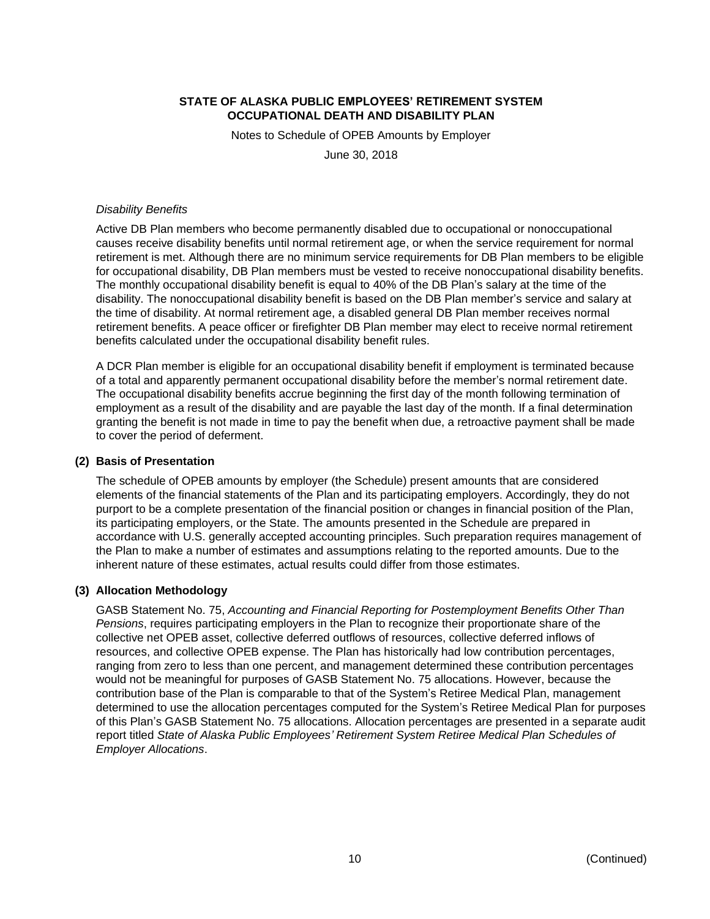# STATE OF ALASKA PUBLIC EMPLOYEES' RETIREMENT SYSTEM
## OCCUPATIONAL DEATH AND DISABILITY PLAN

Notes to Schedule of OPEB Amounts by Employer

June 30, 2018

*Disability Benefits*

Active DB Plan members who become permanently disabled due to occupational or nonoccupational causes receive disability benefits until normal retirement age, or when the service requirement for normal retirement is met. Although there are no minimum service requirements for DB Plan members to be eligible for occupational disability, DB Plan members must be vested to receive nonoccupational disability benefits. The monthly occupational disability benefit is equal to 40% of the DB Plan's salary at the time of the disability. The nonoccupational disability benefit is based on the DB Plan member's service and salary at the time of disability. At normal retirement age, a disabled general DB Plan member receives normal retirement benefits. A peace officer or firefighter DB Plan member may elect to receive normal retirement benefits calculated under the occupational disability benefit rules.

A DCR Plan member is eligible for an occupational disability benefit if employment is terminated because of a total and apparently permanent occupational disability before the member's normal retirement date. The occupational disability benefits accrue beginning the first day of the month following termination of employment as a result of the disability and are payable the last day of the month. If a final determination granting the benefit is not made in time to pay the benefit when due, a retroactive payment shall be made to cover the period of deferment.

### (2) Basis of Presentation

The schedule of OPEB amounts by employer (the Schedule) present amounts that are considered elements of the financial statements of the Plan and its participating employers. Accordingly, they do not purport to be a complete presentation of the financial position or changes in financial position of the Plan, its participating employers, or the State. The amounts presented in the Schedule are prepared in accordance with U.S. generally accepted accounting principles. Such preparation requires management of the Plan to make a number of estimates and assumptions relating to the reported amounts. Due to the inherent nature of these estimates, actual results could differ from those estimates.

### (3) Allocation Methodology

GASB Statement No. 75, *Accounting and Financial Reporting for Postemployment Benefits Other Than Pensions*, requires participating employers in the Plan to recognize their proportionate share of the collective net OPEB asset, collective deferred outflows of resources, collective deferred inflows of resources, and collective OPEB expense. The Plan has historically had low contribution percentages, ranging from zero to less than one percent, and management determined these contribution percentages would not be meaningful for purposes of GASB Statement No. 75 allocations. However, because the contribution base of the Plan is comparable to that of the System's Retiree Medical Plan, management determined to use the allocation percentages computed for the System's Retiree Medical Plan for purposes of this Plan's GASB Statement No. 75 allocations. Allocation percentages are presented in a separate audit report titled *State of Alaska Public Employees' Retirement System Retiree Medical Plan Schedules of Employer Allocations*.

(Continued)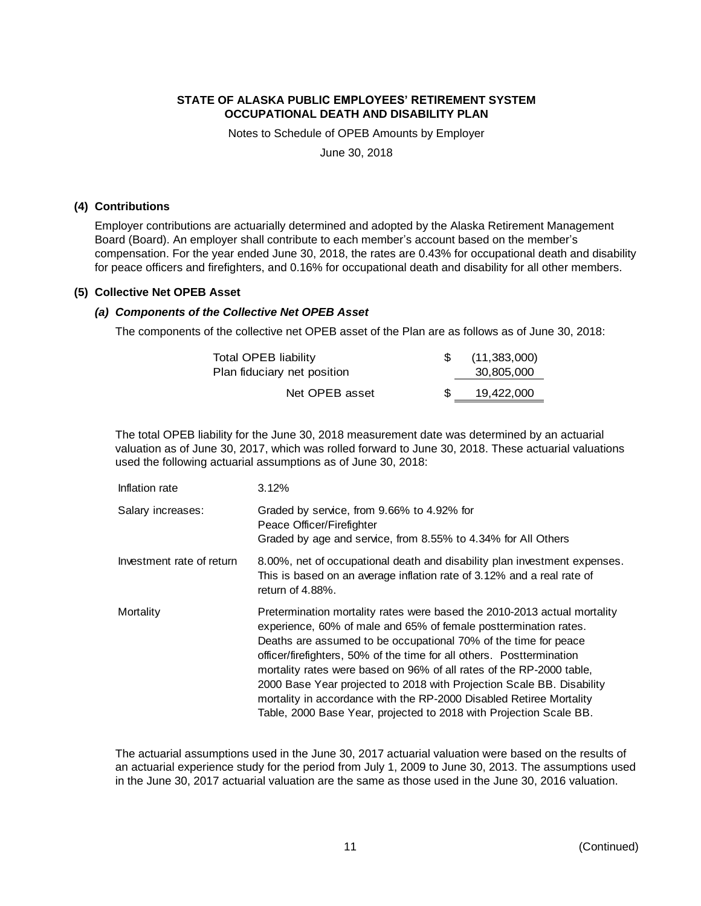**STATE OF ALASKA PUBLIC EMPLOYEES' RETIREMENT SYSTEM**
**OCCUPATIONAL DEATH AND DISABILITY PLAN**

Notes to Schedule of OPEB Amounts by Employer

June 30, 2018

## (4) Contributions

Employer contributions are actuarially determined and adopted by the Alaska Retirement Management Board (Board). An employer shall contribute to each member's account based on the member's compensation. For the year ended June 30, 2018, the rates are 0.43% for occupational death and disability for peace officers and firefighters, and 0.16% for occupational death and disability for all other members.

## (5) Collective Net OPEB Asset

### *(a) Components of the Collective Net OPEB Asset*

The components of the collective net OPEB asset of the Plan are as follows as of June 30, 2018:

| | | |
|---|---|---|
| Total OPEB liability | $ | (11,383,000) |
| Plan fiduciary net position | | 30,805,000 |
| Net OPEB asset | $ | 19,422,000 |

The total OPEB liability for the June 30, 2018 measurement date was determined by an actuarial valuation as of June 30, 2017, which was rolled forward to June 30, 2018. These actuarial valuations used the following actuarial assumptions as of June 30, 2018:

| | |
|---|---|
| Inflation rate | 3.12% |
| Salary increases: | Graded by service, from 9.66% to 4.92% for Peace Officer/Firefighter<br>Graded by age and service, from 8.55% to 4.34% for All Others |
| Investment rate of return | 8.00%, net of occupational death and disability plan investment expenses. This is based on an average inflation rate of 3.12% and a real rate of return of 4.88%. |
| Mortality | Pretermination mortality rates were based the 2010-2013 actual mortality experience, 60% of male and 65% of female posttermination rates. Deaths are assumed to be occupational 70% of the time for peace officer/firefighters, 50% of the time for all others. Posttermination mortality rates were based on 96% of all rates of the RP-2000 table, 2000 Base Year projected to 2018 with Projection Scale BB. Disability mortality in accordance with the RP-2000 Disabled Retiree Mortality Table, 2000 Base Year, projected to 2018 with Projection Scale BB. |

The actuarial assumptions used in the June 30, 2017 actuarial valuation were based on the results of an actuarial experience study for the period from July 1, 2009 to June 30, 2013. The assumptions used in the June 30, 2017 actuarial valuation are the same as those used in the June 30, 2016 valuation.

(Continued)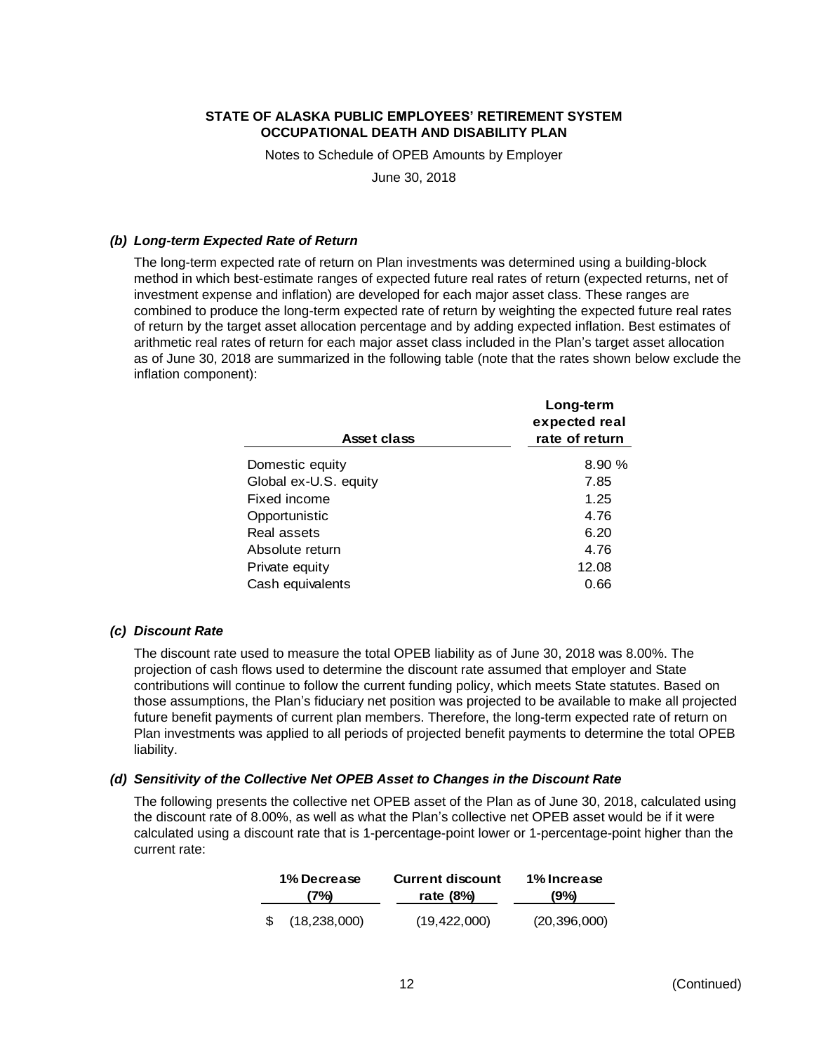**STATE OF ALASKA PUBLIC EMPLOYEES' RETIREMENT SYSTEM**
**OCCUPATIONAL DEATH AND DISABILITY PLAN**

Notes to Schedule of OPEB Amounts by Employer

June 30, 2018

### *(b) Long-term Expected Rate of Return*

The long-term expected rate of return on Plan investments was determined using a building-block method in which best-estimate ranges of expected future real rates of return (expected returns, net of investment expense and inflation) are developed for each major asset class. These ranges are combined to produce the long-term expected rate of return by weighting the expected future real rates of return by the target asset allocation percentage and by adding expected inflation. Best estimates of arithmetic real rates of return for each major asset class included in the Plan's target asset allocation as of June 30, 2018 are summarized in the following table (note that the rates shown below exclude the inflation component):

| Asset class | Long-term expected real rate of return |
|---|---|
| Domestic equity | 8.90 % |
| Global ex-U.S. equity | 7.85 |
| Fixed income | 1.25 |
| Opportunistic | 4.76 |
| Real assets | 6.20 |
| Absolute return | 4.76 |
| Private equity | 12.08 |
| Cash equivalents | 0.66 |

### *(c) Discount Rate*

The discount rate used to measure the total OPEB liability as of June 30, 2018 was 8.00%. The projection of cash flows used to determine the discount rate assumed that employer and State contributions will continue to follow the current funding policy, which meets State statutes. Based on those assumptions, the Plan's fiduciary net position was projected to be available to make all projected future benefit payments of current plan members. Therefore, the long-term expected rate of return on Plan investments was applied to all periods of projected benefit payments to determine the total OPEB liability.

### *(d) Sensitivity of the Collective Net OPEB Asset to Changes in the Discount Rate*

The following presents the collective net OPEB asset of the Plan as of June 30, 2018, calculated using the discount rate of 8.00%, as well as what the Plan's collective net OPEB asset would be if it were calculated using a discount rate that is 1-percentage-point lower or 1-percentage-point higher than the current rate:

| 1% Decrease (7%) | Current discount rate (8%) | 1% Increase (9%) |
|---|---|---|
| $ (18,238,000) | (19,422,000) | (20,396,000) |

(Continued)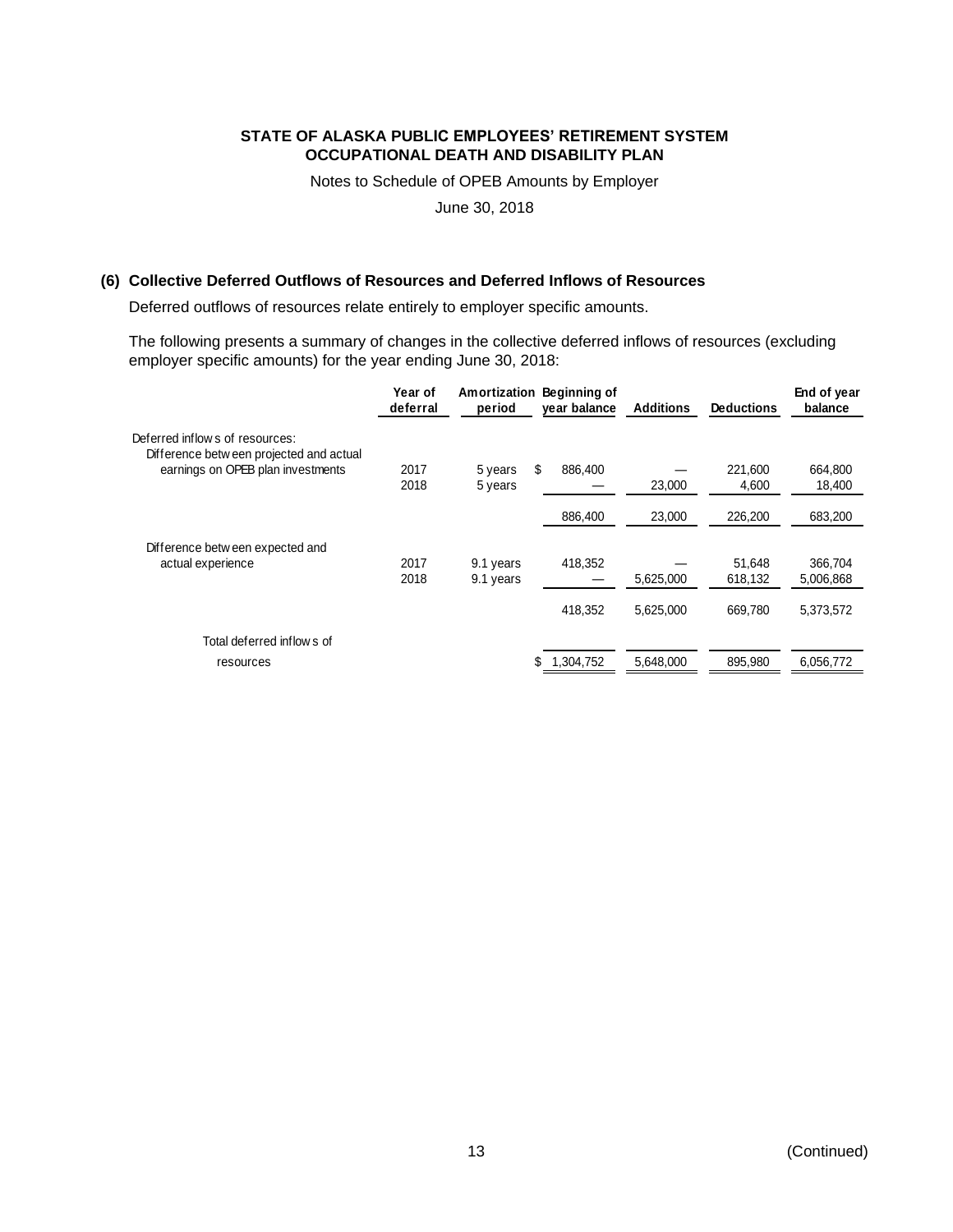**STATE OF ALASKA PUBLIC EMPLOYEES' RETIREMENT SYSTEM**
**OCCUPATIONAL DEATH AND DISABILITY PLAN**

Notes to Schedule of OPEB Amounts by Employer

June 30, 2018

### (6) Collective Deferred Outflows of Resources and Deferred Inflows of Resources

Deferred outflows of resources relate entirely to employer specific amounts.

The following presents a summary of changes in the collective deferred inflows of resources (excluding employer specific amounts) for the year ending June 30, 2018:

| | Year of deferral | Amortization period | Beginning of year balance | Additions | Deductions | End of year balance |
|---|---|---|---|---|---|---|
| Deferred inflows of resources: | | | | | | |
| Difference between projected and actual earnings on OPEB plan investments | 2017 | 5 years | $ 886,400 | — | 221,600 | 664,800 |
| | 2018 | 5 years | — | 23,000 | 4,600 | 18,400 |
| | | | 886,400 | 23,000 | 226,200 | 683,200 |
| Difference between expected and actual experience | 2017 | 9.1 years | 418,352 | — | 51,648 | 366,704 |
| | 2018 | 9.1 years | — | 5,625,000 | 618,132 | 5,006,868 |
| | | | 418,352 | 5,625,000 | 669,780 | 5,373,572 |
| Total deferred inflows of resources | | | $ 1,304,752 | 5,648,000 | 895,980 | 6,056,772 |

(Continued)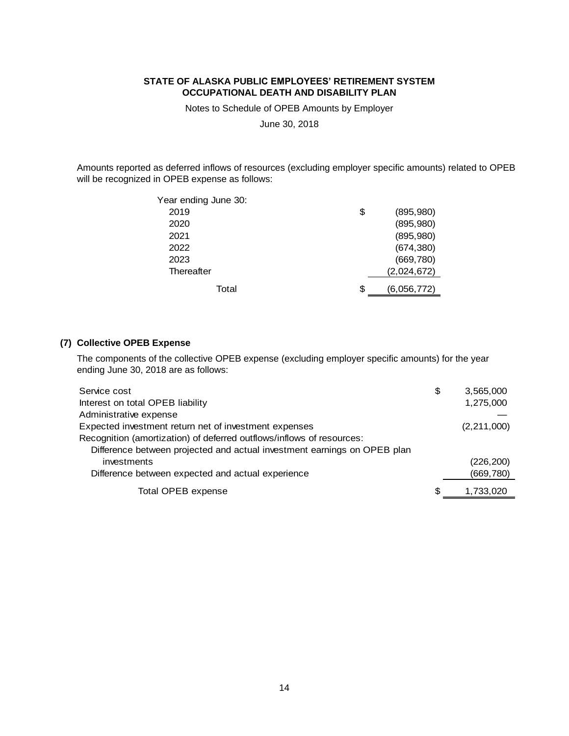**STATE OF ALASKA PUBLIC EMPLOYEES' RETIREMENT SYSTEM**
**OCCUPATIONAL DEATH AND DISABILITY PLAN**

Notes to Schedule of OPEB Amounts by Employer

June 30, 2018

Amounts reported as deferred inflows of resources (excluding employer specific amounts) related to OPEB will be recognized in OPEB expense as follows:

| Year ending June 30: | | |
|---|---|---|
| 2019 | $ | (895,980) |
| 2020 | | (895,980) |
| 2021 | | (895,980) |
| 2022 | | (674,380) |
| 2023 | | (669,780) |
| Thereafter | | (2,024,672) |
| Total | $ | (6,056,772) |

## (7) Collective OPEB Expense

The components of the collective OPEB expense (excluding employer specific amounts) for the year ending June 30, 2018 are as follows:

| | | |
|---|---|---|
| Service cost | $ | 3,565,000 |
| Interest on total OPEB liability | | 1,275,000 |
| Administrative expense | | — |
| Expected investment return net of investment expenses | | (2,211,000) |
| Recognition (amortization) of deferred outflows/inflows of resources: | | |
| Difference between projected and actual investment earnings on OPEB plan investments | | (226,200) |
| Difference between expected and actual experience | | (669,780) |
| Total OPEB expense | $ | 1,733,020 |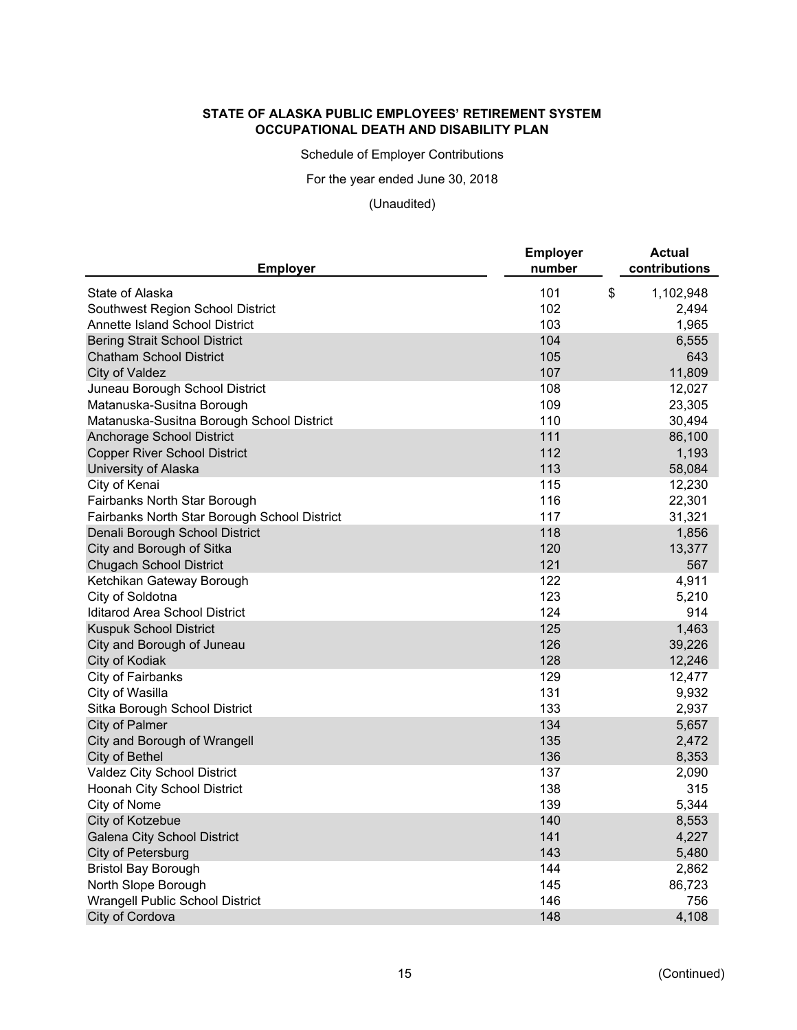**STATE OF ALASKA PUBLIC EMPLOYEES' RETIREMENT SYSTEM**
**OCCUPATIONAL DEATH AND DISABILITY PLAN**

Schedule of Employer Contributions

For the year ended June 30, 2018

(Unaudited)

| Employer | Employer number | Actual contributions |
|---|---|---|
| State of Alaska | 101 | $ 1,102,948 |
| Southwest Region School District | 102 | 2,494 |
| Annette Island School District | 103 | 1,965 |
| Bering Strait School District | 104 | 6,555 |
| Chatham School District | 105 | 643 |
| City of Valdez | 107 | 11,809 |
| Juneau Borough School District | 108 | 12,027 |
| Matanuska-Susitna Borough | 109 | 23,305 |
| Matanuska-Susitna Borough School District | 110 | 30,494 |
| Anchorage School District | 111 | 86,100 |
| Copper River School District | 112 | 1,193 |
| University of Alaska | 113 | 58,084 |
| City of Kenai | 115 | 12,230 |
| Fairbanks North Star Borough | 116 | 22,301 |
| Fairbanks North Star Borough School District | 117 | 31,321 |
| Denali Borough School District | 118 | 1,856 |
| City and Borough of Sitka | 120 | 13,377 |
| Chugach School District | 121 | 567 |
| Ketchikan Gateway Borough | 122 | 4,911 |
| City of Soldotna | 123 | 5,210 |
| Iditarod Area School District | 124 | 914 |
| Kuspuk School District | 125 | 1,463 |
| City and Borough of Juneau | 126 | 39,226 |
| City of Kodiak | 128 | 12,246 |
| City of Fairbanks | 129 | 12,477 |
| City of Wasilla | 131 | 9,932 |
| Sitka Borough School District | 133 | 2,937 |
| City of Palmer | 134 | 5,657 |
| City and Borough of Wrangell | 135 | 2,472 |
| City of Bethel | 136 | 8,353 |
| Valdez City School District | 137 | 2,090 |
| Hoonah City School District | 138 | 315 |
| City of Nome | 139 | 5,344 |
| City of Kotzebue | 140 | 8,553 |
| Galena City School District | 141 | 4,227 |
| City of Petersburg | 143 | 5,480 |
| Bristol Bay Borough | 144 | 2,862 |
| North Slope Borough | 145 | 86,723 |
| Wrangell Public School District | 146 | 756 |
| City of Cordova | 148 | 4,108 |

(Continued)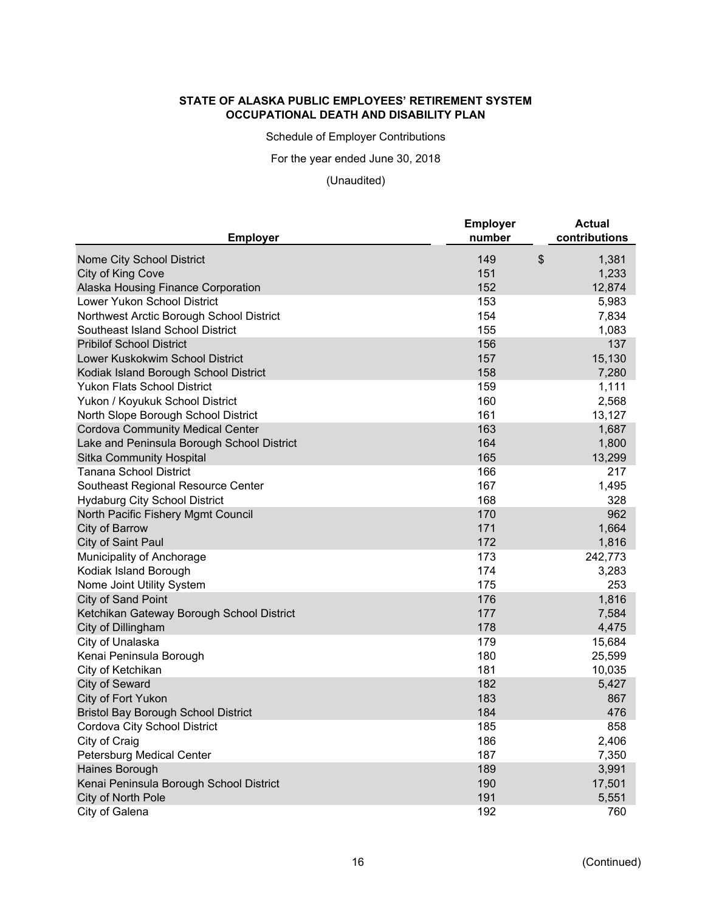**STATE OF ALASKA PUBLIC EMPLOYEES' RETIREMENT SYSTEM**
**OCCUPATIONAL DEATH AND DISABILITY PLAN**

Schedule of Employer Contributions

For the year ended June 30, 2018

(Unaudited)

| Employer | Employer number | Actual contributions |
|---|---|---|
| Nome City School District | 149 | $ 1,381 |
| City of King Cove | 151 | 1,233 |
| Alaska Housing Finance Corporation | 152 | 12,874 |
| Lower Yukon School District | 153 | 5,983 |
| Northwest Arctic Borough School District | 154 | 7,834 |
| Southeast Island School District | 155 | 1,083 |
| Pribilof School District | 156 | 137 |
| Lower Kuskokwim School District | 157 | 15,130 |
| Kodiak Island Borough School District | 158 | 7,280 |
| Yukon Flats School District | 159 | 1,111 |
| Yukon / Koyukuk School District | 160 | 2,568 |
| North Slope Borough School District | 161 | 13,127 |
| Cordova Community Medical Center | 163 | 1,687 |
| Lake and Peninsula Borough School District | 164 | 1,800 |
| Sitka Community Hospital | 165 | 13,299 |
| Tanana School District | 166 | 217 |
| Southeast Regional Resource Center | 167 | 1,495 |
| Hydaburg City School District | 168 | 328 |
| North Pacific Fishery Mgmt Council | 170 | 962 |
| City of Barrow | 171 | 1,664 |
| City of Saint Paul | 172 | 1,816 |
| Municipality of Anchorage | 173 | 242,773 |
| Kodiak Island Borough | 174 | 3,283 |
| Nome Joint Utility System | 175 | 253 |
| City of Sand Point | 176 | 1,816 |
| Ketchikan Gateway Borough School District | 177 | 7,584 |
| City of Dillingham | 178 | 4,475 |
| City of Unalaska | 179 | 15,684 |
| Kenai Peninsula Borough | 180 | 25,599 |
| City of Ketchikan | 181 | 10,035 |
| City of Seward | 182 | 5,427 |
| City of Fort Yukon | 183 | 867 |
| Bristol Bay Borough School District | 184 | 476 |
| Cordova City School District | 185 | 858 |
| City of Craig | 186 | 2,406 |
| Petersburg Medical Center | 187 | 7,350 |
| Haines Borough | 189 | 3,991 |
| Kenai Peninsula Borough School District | 190 | 17,501 |
| City of North Pole | 191 | 5,551 |
| City of Galena | 192 | 760 |

(Continued)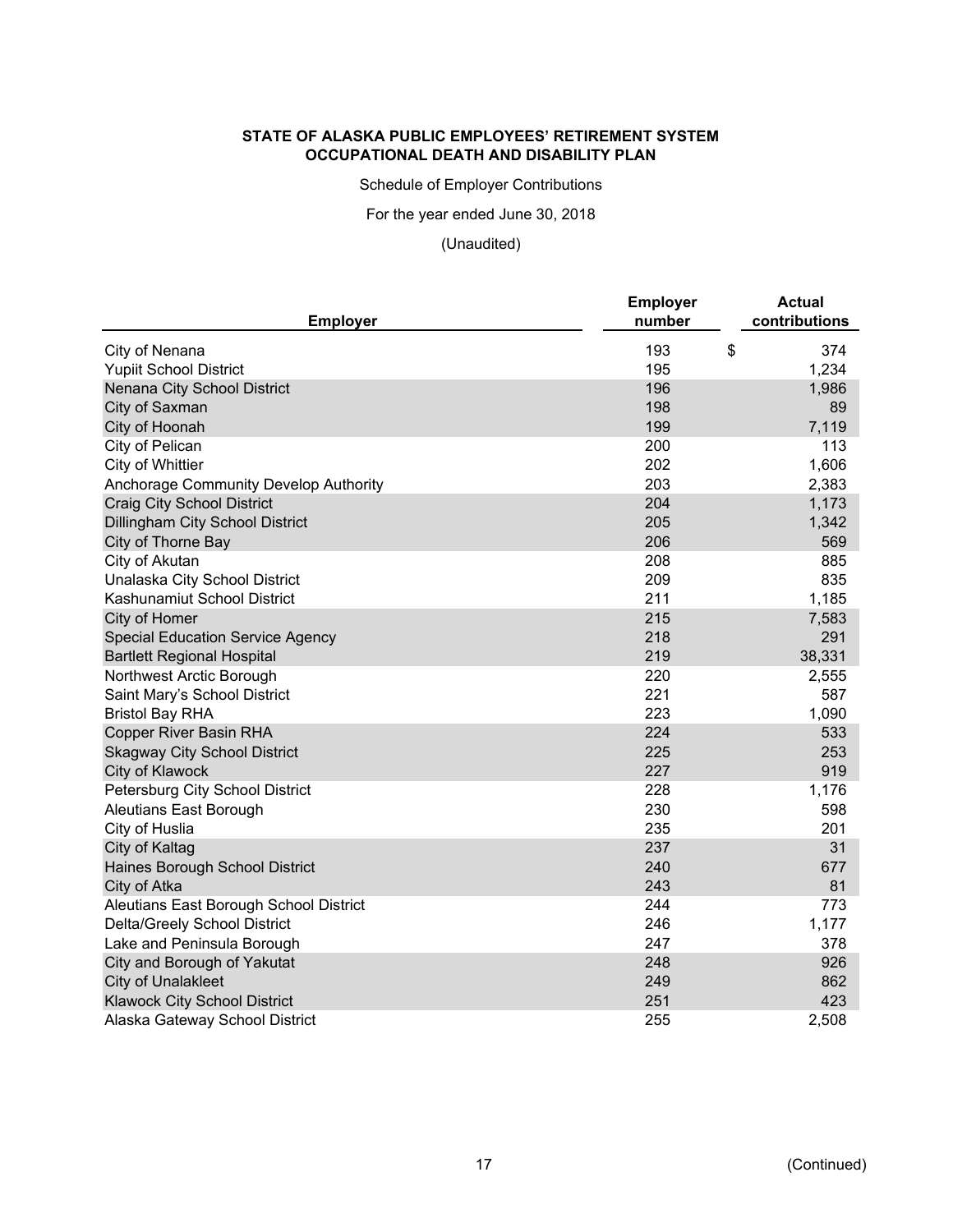**STATE OF ALASKA PUBLIC EMPLOYEES' RETIREMENT SYSTEM**
**OCCUPATIONAL DEATH AND DISABILITY PLAN**

Schedule of Employer Contributions

For the year ended June 30, 2018

(Unaudited)

| Employer | Employer number | Actual contributions |
|---|---|---|
| City of Nenana | 193 | $ 374 |
| Yupiit School District | 195 | 1,234 |
| Nenana City School District | 196 | 1,986 |
| City of Saxman | 198 | 89 |
| City of Hoonah | 199 | 7,119 |
| City of Pelican | 200 | 113 |
| City of Whittier | 202 | 1,606 |
| Anchorage Community Develop Authority | 203 | 2,383 |
| Craig City School District | 204 | 1,173 |
| Dillingham City School District | 205 | 1,342 |
| City of Thorne Bay | 206 | 569 |
| City of Akutan | 208 | 885 |
| Unalaska City School District | 209 | 835 |
| Kashunamiut School District | 211 | 1,185 |
| City of Homer | 215 | 7,583 |
| Special Education Service Agency | 218 | 291 |
| Bartlett Regional Hospital | 219 | 38,331 |
| Northwest Arctic Borough | 220 | 2,555 |
| Saint Mary's School District | 221 | 587 |
| Bristol Bay RHA | 223 | 1,090 |
| Copper River Basin RHA | 224 | 533 |
| Skagway City School District | 225 | 253 |
| City of Klawock | 227 | 919 |
| Petersburg City School District | 228 | 1,176 |
| Aleutians East Borough | 230 | 598 |
| City of Huslia | 235 | 201 |
| City of Kaltag | 237 | 31 |
| Haines Borough School District | 240 | 677 |
| City of Atka | 243 | 81 |
| Aleutians East Borough School District | 244 | 773 |
| Delta/Greely School District | 246 | 1,177 |
| Lake and Peninsula Borough | 247 | 378 |
| City and Borough of Yakutat | 248 | 926 |
| City of Unalakleet | 249 | 862 |
| Klawock City School District | 251 | 423 |
| Alaska Gateway School District | 255 | 2,508 |

(Continued)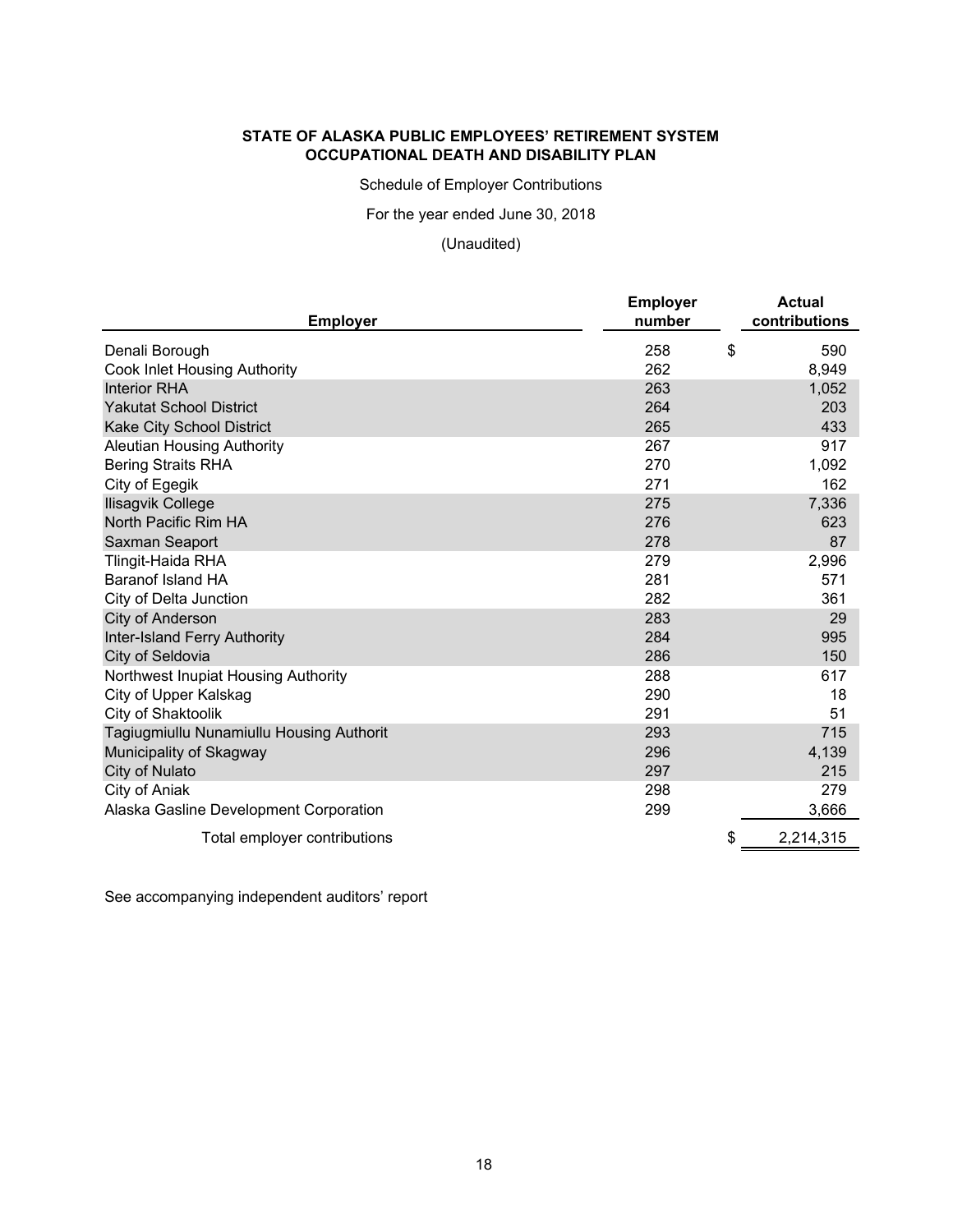**STATE OF ALASKA PUBLIC EMPLOYEES' RETIREMENT SYSTEM**
**OCCUPATIONAL DEATH AND DISABILITY PLAN**

Schedule of Employer Contributions

For the year ended June 30, 2018

(Unaudited)

| Employer | Employer number | Actual contributions |
|---|---|---|
| Denali Borough | 258 | $ 590 |
| Cook Inlet Housing Authority | 262 | 8,949 |
| Interior RHA | 263 | 1,052 |
| Yakutat School District | 264 | 203 |
| Kake City School District | 265 | 433 |
| Aleutian Housing Authority | 267 | 917 |
| Bering Straits RHA | 270 | 1,092 |
| City of Egegik | 271 | 162 |
| Ilisagvik College | 275 | 7,336 |
| North Pacific Rim HA | 276 | 623 |
| Saxman Seaport | 278 | 87 |
| Tlingit-Haida RHA | 279 | 2,996 |
| Baranof Island HA | 281 | 571 |
| City of Delta Junction | 282 | 361 |
| City of Anderson | 283 | 29 |
| Inter-Island Ferry Authority | 284 | 995 |
| City of Seldovia | 286 | 150 |
| Northwest Inupiat Housing Authority | 288 | 617 |
| City of Upper Kalskag | 290 | 18 |
| City of Shaktoolik | 291 | 51 |
| Tagiugmiullu Nunamiullu Housing Authorit | 293 | 715 |
| Municipality of Skagway | 296 | 4,139 |
| City of Nulato | 297 | 215 |
| City of Aniak | 298 | 279 |
| Alaska Gasline Development Corporation | 299 | 3,666 |
| Total employer contributions | | $ 2,214,315 |

See accompanying independent auditors' report